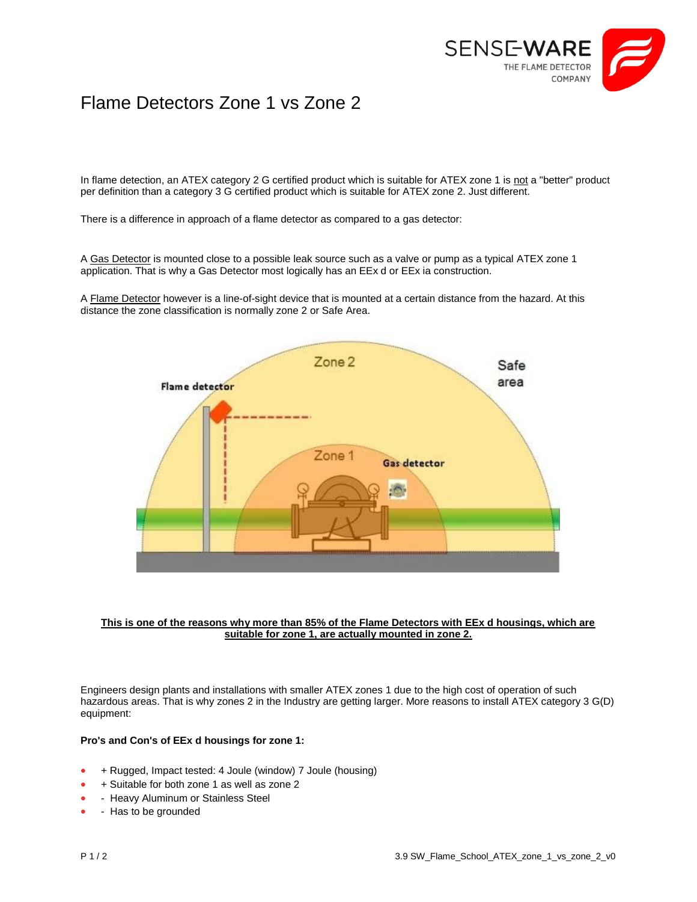# Flame Detectors Zone 1 vs Zone 2

In flame detection, an ATEX category 2 G certified product which is suitable for ATEX zone 1 is not a "better" product per definition than a category 3 G certified product which is suitable for ATEX zone 2. Just different.

There is a difference in approach of a flame detector as compared to a gas detector:

A Gas Detector is mounted close to a possible leak source such as a valve or pump as a typical ATEX zone 1 application. That is why a Gas Detector most logically has an EEx d or EEx ia construction.

A Flame Detector however is a line-of-sight device that is mounted at a certain distance from the hazard. At this distance the zone classification is normally zone 2 or Safe Area.

**This is one of the reasons why more than 85% of the Flame Detectors with EEx d housings, which are suitable for zone 1, are actually mounted in zone 2.**

Engineers design plants and installations with smaller ATEX zones 1 due to the high cost of operation of such hazardous areas. That is why zones 2 in the Industry are getting larger. More reasons to install ATEX category 3 G(D) equipment:

**Pro's and Con's of EEx d housings for zone 1:**

- \+ Rugged, Impact tested: 4 Joule (window) 7 Joule (housing)
- \+ Suitable for both zone 1 as well as zone 2
- \- Heavy Aluminum or Stainless Steel
- \- Has to be grounded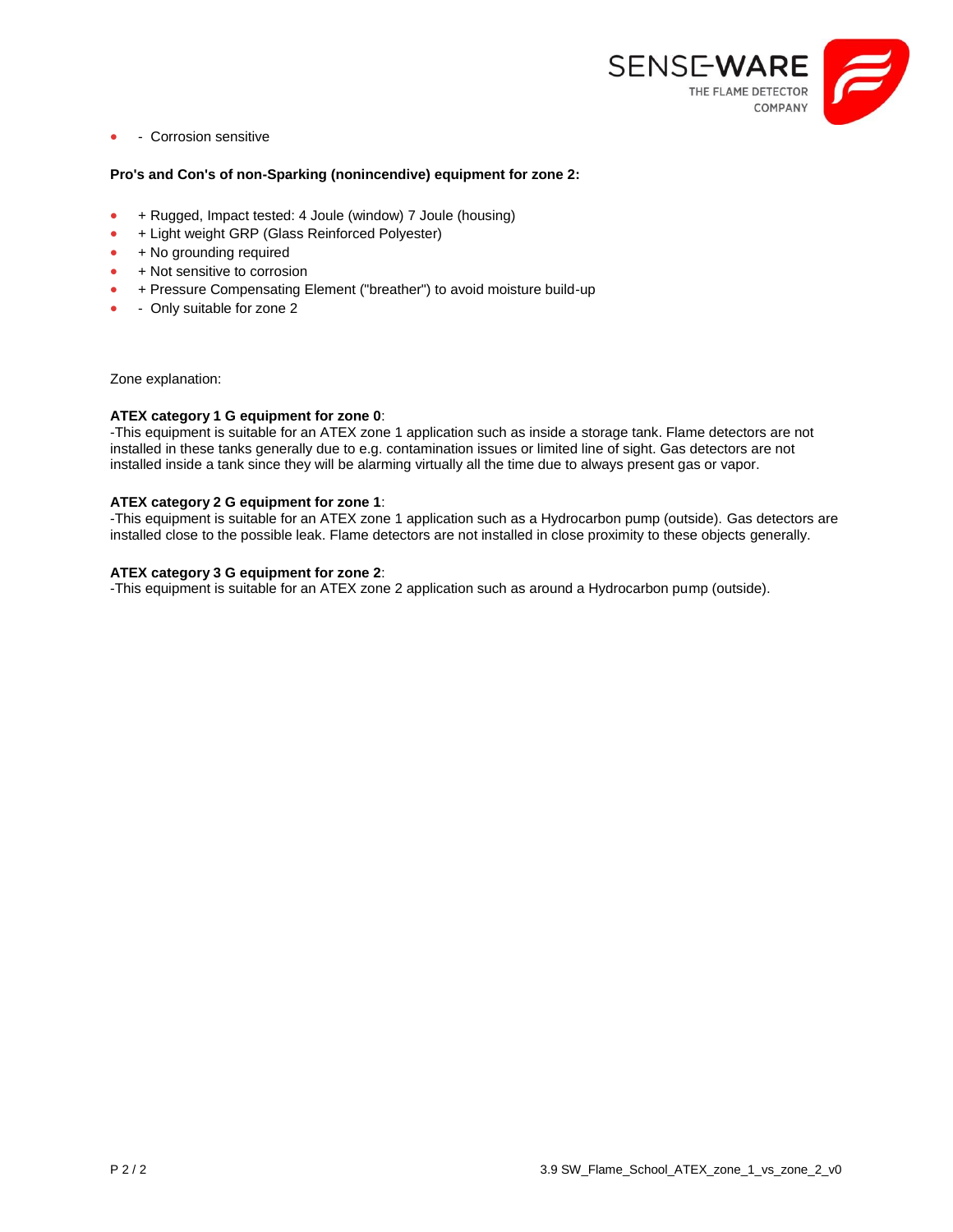- \- Corrosion sensitive

**Pro's and Con's of non-Sparking (nonincendive) equipment for zone 2:**

- \+ Rugged, Impact tested: 4 Joule (window) 7 Joule (housing)
- \+ Light weight GRP (Glass Reinforced Polyester)
- \+ No grounding required
- \+ Not sensitive to corrosion
- \+ Pressure Compensating Element ("breather") to avoid moisture build-up
- \- Only suitable for zone 2

Zone explanation:

**ATEX category 1 G equipment for zone 0**:
-This equipment is suitable for an ATEX zone 1 application such as inside a storage tank. Flame detectors are not installed in these tanks generally due to e.g. contamination issues or limited line of sight. Gas detectors are not installed inside a tank since they will be alarming virtually all the time due to always present gas or vapor.

**ATEX category 2 G equipment for zone 1**:
-This equipment is suitable for an ATEX zone 1 application such as a Hydrocarbon pump (outside). Gas detectors are installed close to the possible leak. Flame detectors are not installed in close proximity to these objects generally.

**ATEX category 3 G equipment for zone 2**:
-This equipment is suitable for an ATEX zone 2 application such as around a Hydrocarbon pump (outside).